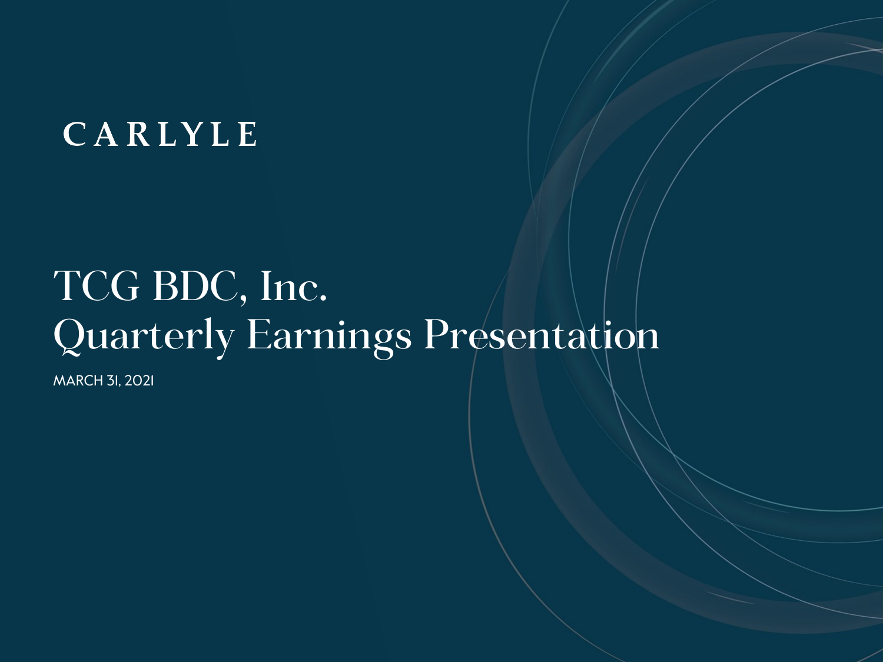CARLYLE

# TCG BDC, Inc.
# Quarterly Earnings Presentation

MARCH 31, 2021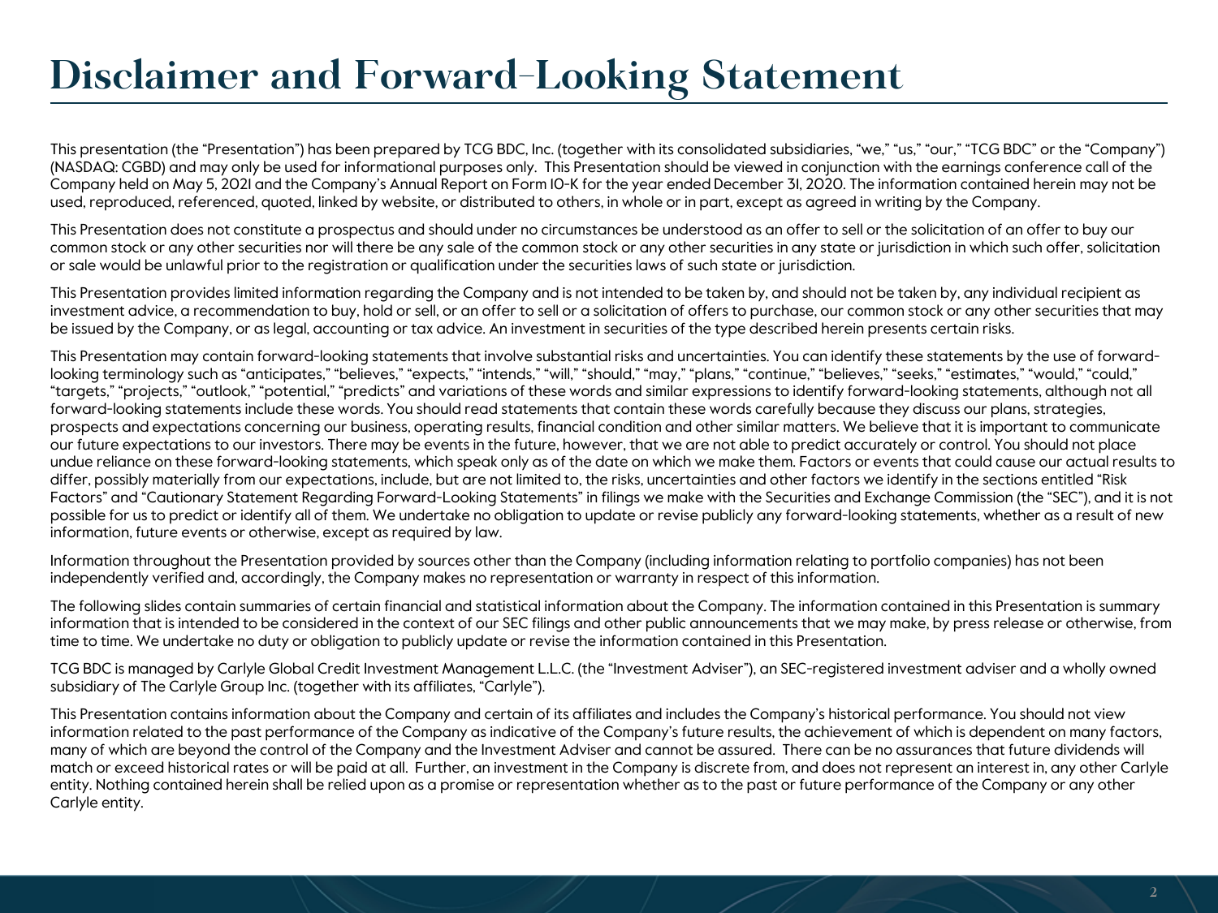# Disclaimer and Forward-Looking Statement

This presentation (the "Presentation") has been prepared by TCG BDC, Inc. (together with its consolidated subsidiaries, "we," "us," "our," "TCG BDC" or the "Company") (NASDAQ: CGBD) and may only be used for informational purposes only. This Presentation should be viewed in conjunction with the earnings conference call of the Company held on May 5, 2021 and the Company's Annual Report on Form 10-K for the year ended December 31, 2020. The information contained herein may not be used, reproduced, referenced, quoted, linked by website, or distributed to others, in whole or in part, except as agreed in writing by the Company.

This Presentation does not constitute a prospectus and should under no circumstances be understood as an offer to sell or the solicitation of an offer to buy our common stock or any other securities nor will there be any sale of the common stock or any other securities in any state or jurisdiction in which such offer, solicitation or sale would be unlawful prior to the registration or qualification under the securities laws of such state or jurisdiction.

This Presentation provides limited information regarding the Company and is not intended to be taken by, and should not be taken by, any individual recipient as investment advice, a recommendation to buy, hold or sell, or an offer to sell or a solicitation of offers to purchase, our common stock or any other securities that may be issued by the Company, or as legal, accounting or tax advice. An investment in securities of the type described herein presents certain risks.

This Presentation may contain forward-looking statements that involve substantial risks and uncertainties. You can identify these statements by the use of forward-looking terminology such as "anticipates," "believes," "expects," "intends," "will," "should," "may," "plans," "continue," "believes," "seeks," "estimates," "would," "could," "targets," "projects," "outlook," "potential," "predicts" and variations of these words and similar expressions to identify forward-looking statements, although not all forward-looking statements include these words. You should read statements that contain these words carefully because they discuss our plans, strategies, prospects and expectations concerning our business, operating results, financial condition and other similar matters. We believe that it is important to communicate our future expectations to our investors. There may be events in the future, however, that we are not able to predict accurately or control. You should not place undue reliance on these forward-looking statements, which speak only as of the date on which we make them. Factors or events that could cause our actual results to differ, possibly materially from our expectations, include, but are not limited to, the risks, uncertainties and other factors we identify in the sections entitled "Risk Factors" and "Cautionary Statement Regarding Forward-Looking Statements" in filings we make with the Securities and Exchange Commission (the "SEC"), and it is not possible for us to predict or identify all of them. We undertake no obligation to update or revise publicly any forward-looking statements, whether as a result of new information, future events or otherwise, except as required by law.

Information throughout the Presentation provided by sources other than the Company (including information relating to portfolio companies) has not been independently verified and, accordingly, the Company makes no representation or warranty in respect of this information.

The following slides contain summaries of certain financial and statistical information about the Company. The information contained in this Presentation is summary information that is intended to be considered in the context of our SEC filings and other public announcements that we may make, by press release or otherwise, from time to time. We undertake no duty or obligation to publicly update or revise the information contained in this Presentation.

TCG BDC is managed by Carlyle Global Credit Investment Management L.L.C. (the "Investment Adviser"), an SEC-registered investment adviser and a wholly owned subsidiary of The Carlyle Group Inc. (together with its affiliates, "Carlyle").

This Presentation contains information about the Company and certain of its affiliates and includes the Company's historical performance. You should not view information related to the past performance of the Company as indicative of the Company's future results, the achievement of which is dependent on many factors, many of which are beyond the control of the Company and the Investment Adviser and cannot be assured. There can be no assurances that future dividends will match or exceed historical rates or will be paid at all. Further, an investment in the Company is discrete from, and does not represent an interest in, any other Carlyle entity. Nothing contained herein shall be relied upon as a promise or representation whether as to the past or future performance of the Company or any other Carlyle entity.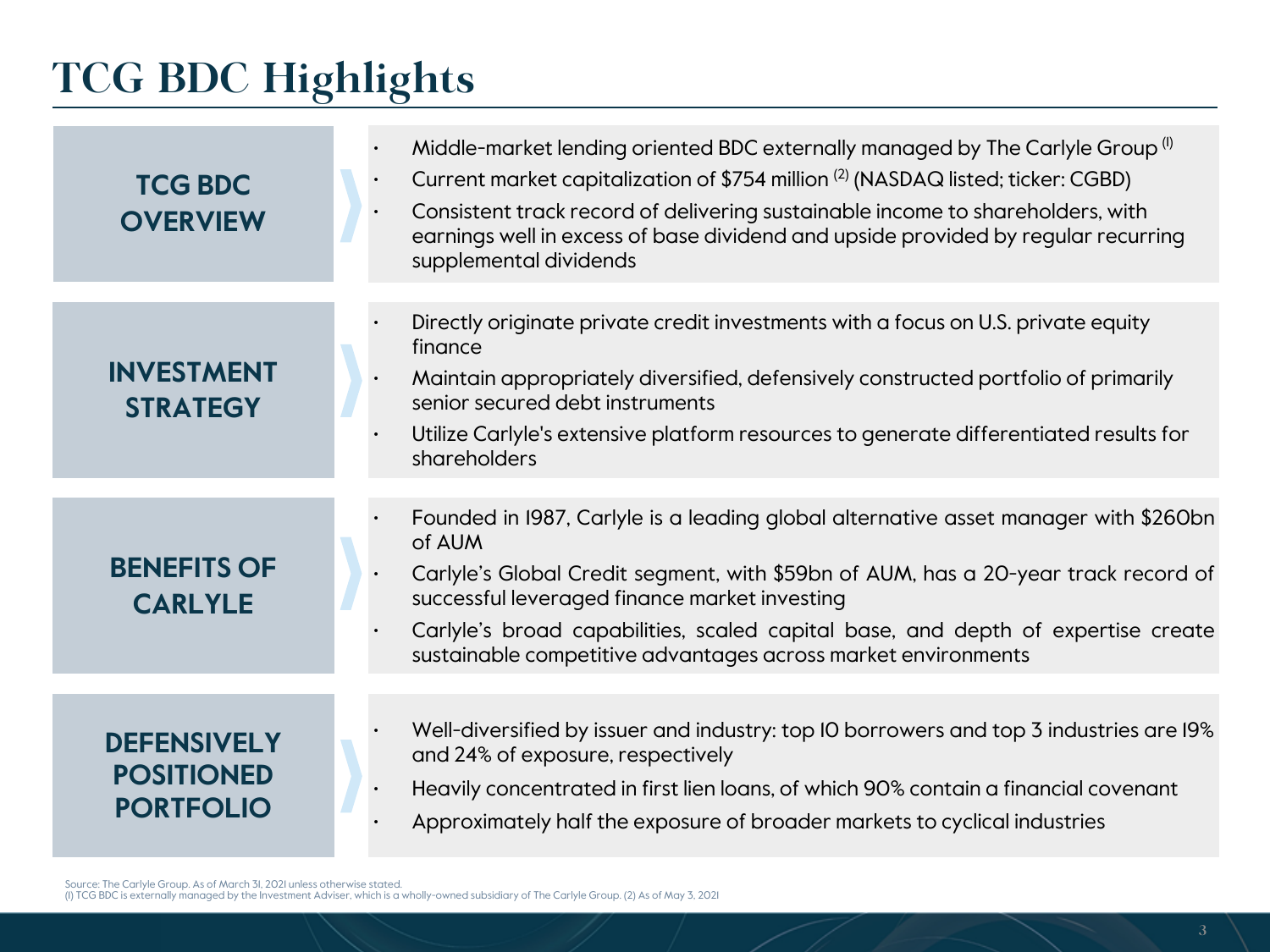# TCG BDC Highlights

## TCG BDC OVERVIEW

- Middle-market lending oriented BDC externally managed by The Carlyle Group [(1)]
- Current market capitalization of $754 million [(2)] (NASDAQ listed; ticker: CGBD)
- Consistent track record of delivering sustainable income to shareholders, with earnings well in excess of base dividend and upside provided by regular recurring supplemental dividends

## INVESTMENT STRATEGY

- Directly originate private credit investments with a focus on U.S. private equity finance
- Maintain appropriately diversified, defensively constructed portfolio of primarily senior secured debt instruments
- Utilize Carlyle's extensive platform resources to generate differentiated results for shareholders

## BENEFITS OF CARLYLE

- Founded in 1987, Carlyle is a leading global alternative asset manager with $260bn of AUM
- Carlyle's Global Credit segment, with $59bn of AUM, has a 20-year track record of successful leveraged finance market investing
- Carlyle's broad capabilities, scaled capital base, and depth of expertise create sustainable competitive advantages across market environments

## DEFENSIVELY POSITIONED PORTFOLIO

- Well-diversified by issuer and industry: top 10 borrowers and top 3 industries are 19% and 24% of exposure, respectively
- Heavily concentrated in first lien loans, of which 90% contain a financial covenant
- Approximately half the exposure of broader markets to cyclical industries

Source: The Carlyle Group. As of March 31, 2021 unless otherwise stated.
(1) TCG BDC is externally managed by the Investment Adviser, which is a wholly-owned subsidiary of The Carlyle Group. (2) As of May 3, 2021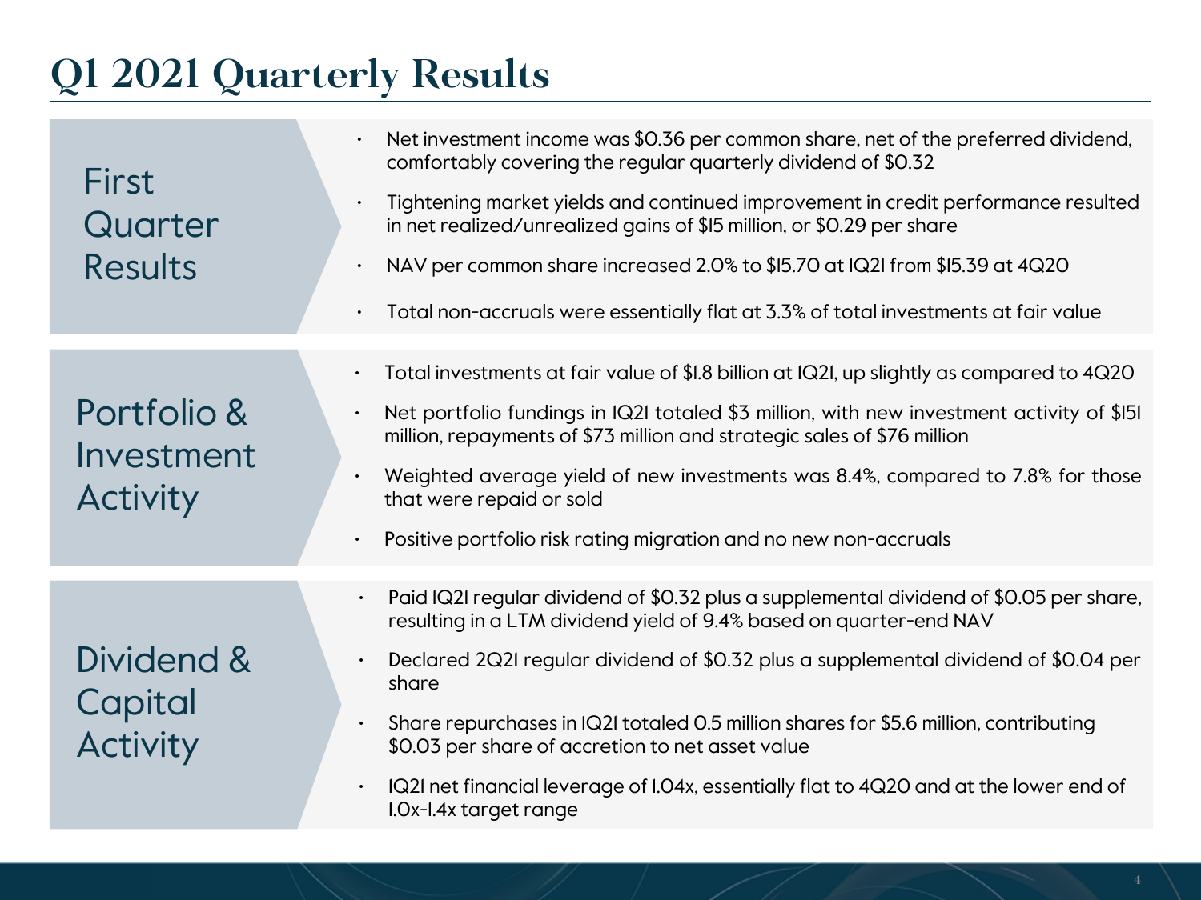# Q1 2021 Quarterly Results

## First Quarter Results

- Net investment income was $0.36 per common share, net of the preferred dividend, comfortably covering the regular quarterly dividend of $0.32
- Tightening market yields and continued improvement in credit performance resulted in net realized/unrealized gains of $15 million, or $0.29 per share
- NAV per common share increased 2.0% to $15.70 at 1Q21 from $15.39 at 4Q20
- Total non-accruals were essentially flat at 3.3% of total investments at fair value

## Portfolio & Investment Activity

- Total investments at fair value of $1.8 billion at 1Q21, up slightly as compared to 4Q20
- Net portfolio fundings in 1Q21 totaled $3 million, with new investment activity of $151 million, repayments of $73 million and strategic sales of $76 million
- Weighted average yield of new investments was 8.4%, compared to 7.8% for those that were repaid or sold
- Positive portfolio risk rating migration and no new non-accruals

## Dividend & Capital Activity

- Paid 1Q21 regular dividend of $0.32 plus a supplemental dividend of $0.05 per share, resulting in a LTM dividend yield of 9.4% based on quarter-end NAV
- Declared 2Q21 regular dividend of $0.32 plus a supplemental dividend of $0.04 per share
- Share repurchases in 1Q21 totaled 0.5 million shares for $5.6 million, contributing $0.03 per share of accretion to net asset value
- 1Q21 net financial leverage of 1.04x, essentially flat to 4Q20 and at the lower end of 1.0x-1.4x target range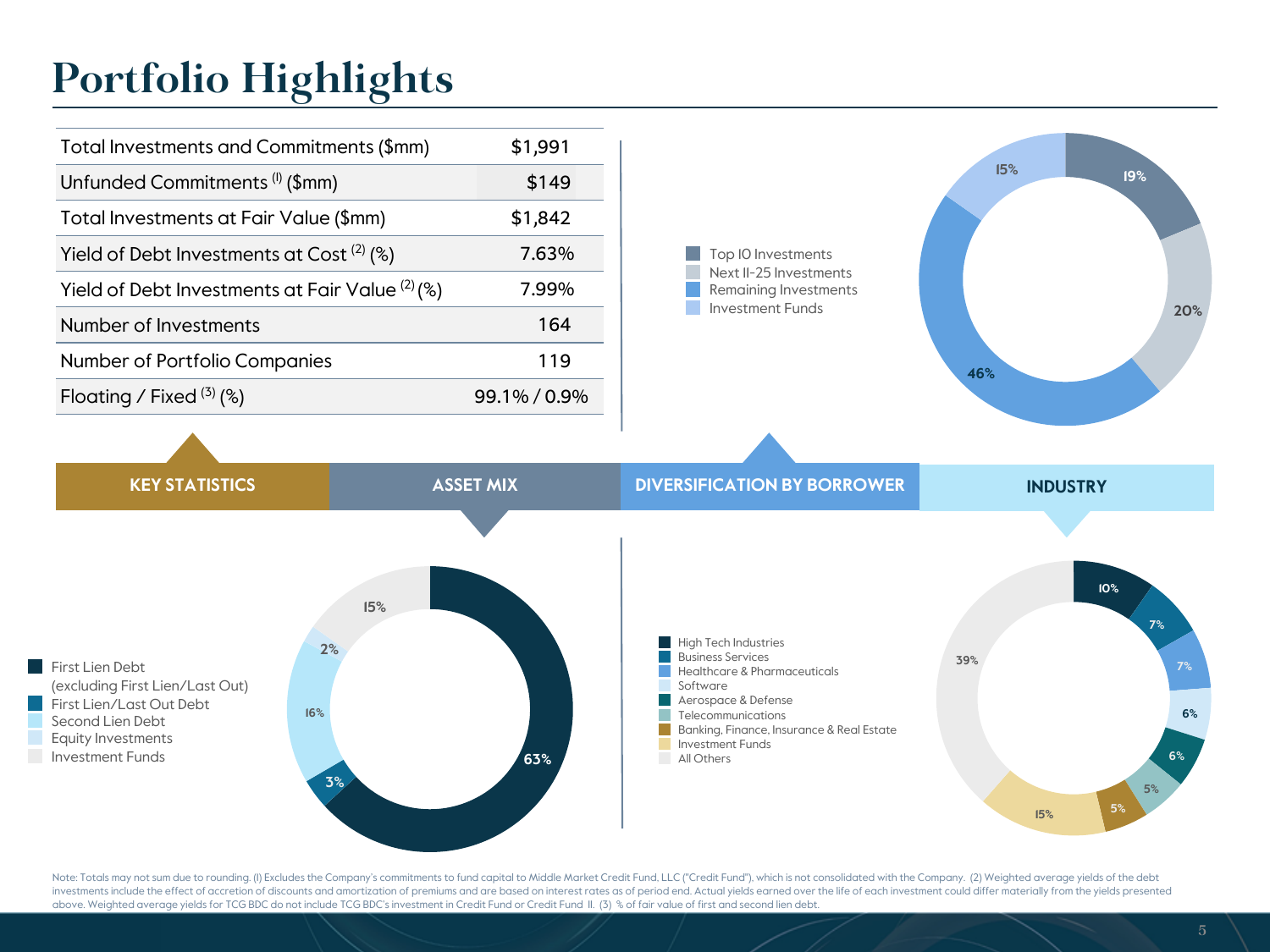# Portfolio Highlights

## KEY STATISTICS

| | |
|---|---|
| Total Investments and Commitments ($mm) | $1,991 |
| Unfunded Commitments [1] ($mm) | $149 |
| Total Investments at Fair Value ($mm) | $1,842 |
| Yield of Debt Investments at Cost [2] (%) | 7.63% |
| Yield of Debt Investments at Fair Value [2] (%) | 7.99% |
| Number of Investments | 164 |
| Number of Portfolio Companies | 119 |
| Floating / Fixed [3] (%) | 99.1% / 0.9% |

## DIVERSIFICATION BY BORROWER

| Category | % |
|---|---|
| Top 10 Investments | 19% |
| Next 11-25 Investments | 20% |
| Remaining Investments | 46% |
| Investment Funds | 15% |

## ASSET MIX

| Category | % |
|---|---|
| First Lien Debt (excluding First Lien/Last Out) | 63% |
| First Lien/Last Out Debt | 3% |
| Second Lien Debt | 16% |
| Equity Investments | 2% |
| Investment Funds | 15% |

## INDUSTRY

| Category | % |
|---|---|
| High Tech Industries | 10% |
| Business Services | 7% |
| Healthcare & Pharmaceuticals | 7% |
| Software | 6% |
| Aerospace & Defense | 6% |
| Telecommunications | 5% |
| Banking, Finance, Insurance & Real Estate | 5% |
| Investment Funds | 15% |
| All Others | 39% |

Note: Totals may not sum due to rounding. (1) Excludes the Company's commitments to fund capital to Middle Market Credit Fund, LLC ("Credit Fund"), which is not consolidated with the Company. (2) Weighted average yields of the debt investments include the effect of accretion of discounts and amortization of premiums and are based on interest rates as of period end. Actual yields earned over the life of each investment could differ materially from the yields presented above. Weighted average yields for TCG BDC do not include TCG BDC's investment in Credit Fund or Credit Fund II. (3) % of fair value of first and second lien debt.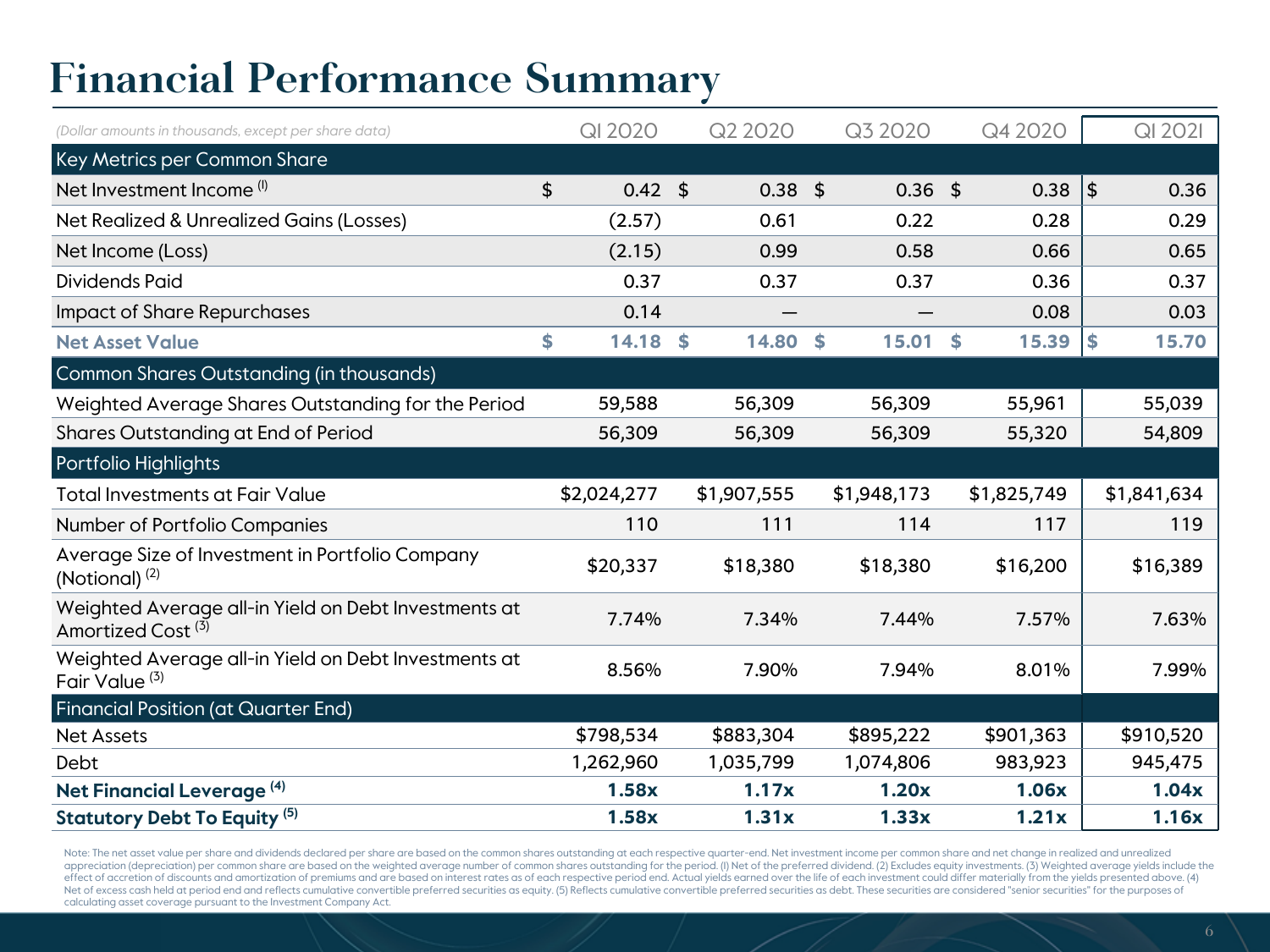# Financial Performance Summary

| *(Dollar amounts in thousands, except per share data)* | QI 2020 | Q2 2020 | Q3 2020 | Q4 2020 | QI 2021 |
|---|---|---|---|---|---|
| **Key Metrics per Common Share** | | | | | |
| Net Investment Income (I) | $ 0.42 | $ 0.38 | $ 0.36 | $ 0.38 | $ 0.36 |
| Net Realized & Unrealized Gains (Losses) | (2.57) | 0.61 | 0.22 | 0.28 | 0.29 |
| Net Income (Loss) | (2.15) | 0.99 | 0.58 | 0.66 | 0.65 |
| Dividends Paid | 0.37 | 0.37 | 0.37 | 0.36 | 0.37 |
| Impact of Share Repurchases | 0.14 | — | — | 0.08 | 0.03 |
| **Net Asset Value** | **$ 14.18** | **$ 14.80** | **$ 15.01** | **$ 15.39** | **$ 15.70** |
| **Common Shares Outstanding (in thousands)** | | | | | |
| Weighted Average Shares Outstanding for the Period | 59,588 | 56,309 | 56,309 | 55,961 | 55,039 |
| Shares Outstanding at End of Period | 56,309 | 56,309 | 56,309 | 55,320 | 54,809 |
| **Portfolio Highlights** | | | | | |
| Total Investments at Fair Value | $2,024,277 | $1,907,555 | $1,948,173 | $1,825,749 | $1,841,634 |
| Number of Portfolio Companies | 110 | 111 | 114 | 117 | 119 |
| Average Size of Investment in Portfolio Company (Notional) (2) | $20,337 | $18,380 | $18,380 | $16,200 | $16,389 |
| Weighted Average all-in Yield on Debt Investments at Amortized Cost (3) | 7.74% | 7.34% | 7.44% | 7.57% | 7.63% |
| Weighted Average all-in Yield on Debt Investments at Fair Value (3) | 8.56% | 7.90% | 7.94% | 8.01% | 7.99% |
| **Financial Position (at Quarter End)** | | | | | |
| Net Assets | $798,534 | $883,304 | $895,222 | $901,363 | $910,520 |
| Debt | 1,262,960 | 1,035,799 | 1,074,806 | 983,923 | 945,475 |
| **Net Financial Leverage (4)** | **1.58x** | **1.17x** | **1.20x** | **1.06x** | **1.04x** |
| **Statutory Debt To Equity (5)** | **1.58x** | **1.31x** | **1.33x** | **1.21x** | **1.16x** |

Note: The net asset value per share and dividends declared per share are based on the common shares outstanding at each respective quarter-end. Net investment income per common share and net change in realized and unrealized appreciation (depreciation) per common share are based on the weighted average number of common shares outstanding for the period. (I) Net of the preferred dividend. (2) Excludes equity investments. (3) Weighted average yields include the effect of accretion of discounts and amortization of premiums and are based on interest rates as of each respective period end. Actual yields earned over the life of each investment could differ materially from the yields presented above. (4) Net of excess cash held at period end and reflects cumulative convertible preferred securities as equity. (5) Reflects cumulative convertible preferred securities as debt. These securities are considered "senior securities" for the purposes of calculating asset coverage pursuant to the Investment Company Act.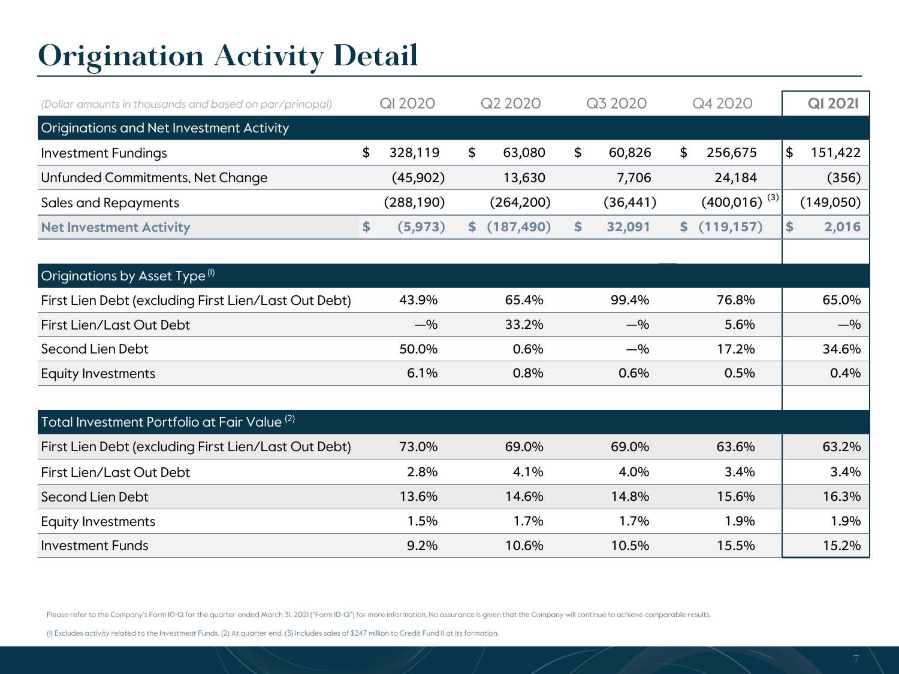# Origination Activity Detail

| *(Dollar amounts in thousands and based on par/principal)* | Q1 2020 | Q2 2020 | Q3 2020 | Q4 2020 | **Q1 2021** |
|---|---|---|---|---|---|
| **Originations and Net Investment Activity** | | | | | |
| Investment Fundings | $ 328,119 | $ 63,080 | $ 60,826 | $ 256,675 | $ 151,422 |
| Unfunded Commitments, Net Change | (45,902) | 13,630 | 7,706 | 24,184 | (356) |
| Sales and Repayments | (288,190) | (264,200) | (36,441) | (400,016) [3] | (149,050) |
| **Net Investment Activity** | **$ (5,973)** | **$ (187,490)** | **$ 32,091** | **$ (119,157)** | **$ 2,016** |
| | | | | | |
| **Originations by Asset Type [1]** | | | | | |
| First Lien Debt (excluding First Lien/Last Out Debt) | 43.9% | 65.4% | 99.4% | 76.8% | 65.0% |
| First Lien/Last Out Debt | —% | 33.2% | —% | 5.6% | —% |
| Second Lien Debt | 50.0% | 0.6% | —% | 17.2% | 34.6% |
| Equity Investments | 6.1% | 0.8% | 0.6% | 0.5% | 0.4% |
| | | | | | |
| **Total Investment Portfolio at Fair Value [2]** | | | | | |
| First Lien Debt (excluding First Lien/Last Out Debt) | 73.0% | 69.0% | 69.0% | 63.6% | 63.2% |
| First Lien/Last Out Debt | 2.8% | 4.1% | 4.0% | 3.4% | 3.4% |
| Second Lien Debt | 13.6% | 14.6% | 14.8% | 15.6% | 16.3% |
| Equity Investments | 1.5% | 1.7% | 1.7% | 1.9% | 1.9% |
| Investment Funds | 9.2% | 10.6% | 10.5% | 15.5% | 15.2% |

Please refer to the Company's Form 10-Q for the quarter ended March 31, 2021 ("Form 10-Q") for more information. No assurance is given that the Company will continue to achieve comparable results.

(1) Excludes activity related to the Investment Funds. (2) At quarter end. (3) Includes sales of $247 million to Credit Fund II at its formation.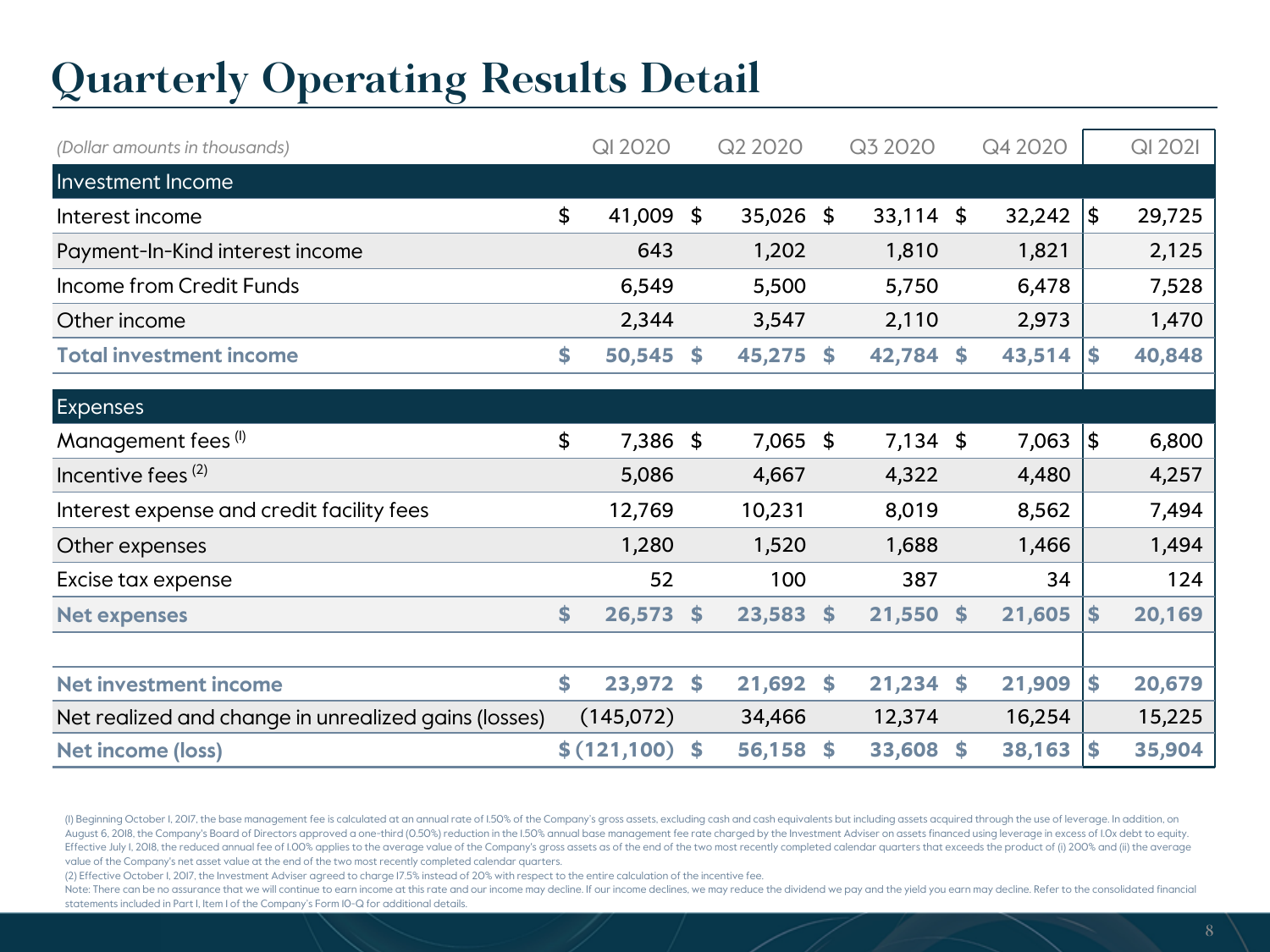# Quarterly Operating Results Detail

| *(Dollar amounts in thousands)* | Q1 2020 | Q2 2020 | Q3 2020 | Q4 2020 | Q1 2021 |
|---|---|---|---|---|---|
| **Investment Income** | | | | | |
| Interest income | $ 41,009 | $ 35,026 | $ 33,114 | $ 32,242 | $ 29,725 |
| Payment-In-Kind interest income | 643 | 1,202 | 1,810 | 1,821 | 2,125 |
| Income from Credit Funds | 6,549 | 5,500 | 5,750 | 6,478 | 7,528 |
| Other income | 2,344 | 3,547 | 2,110 | 2,973 | 1,470 |
| **Total investment income** | **$ 50,545** | **$ 45,275** | **$ 42,784** | **$ 43,514** | **$ 40,848** |
| **Expenses** | | | | | |
| Management fees [1] | $ 7,386 | $ 7,065 | $ 7,134 | $ 7,063 | $ 6,800 |
| Incentive fees [2] | 5,086 | 4,667 | 4,322 | 4,480 | 4,257 |
| Interest expense and credit facility fees | 12,769 | 10,231 | 8,019 | 8,562 | 7,494 |
| Other expenses | 1,280 | 1,520 | 1,688 | 1,466 | 1,494 |
| Excise tax expense | 52 | 100 | 387 | 34 | 124 |
| **Net expenses** | **$ 26,573** | **$ 23,583** | **$ 21,550** | **$ 21,605** | **$ 20,169** |
| **Net investment income** | **$ 23,972** | **$ 21,692** | **$ 21,234** | **$ 21,909** | **$ 20,679** |
| Net realized and change in unrealized gains (losses) | (145,072) | 34,466 | 12,374 | 16,254 | 15,225 |
| **Net income (loss)** | **$ (121,100)** | **$ 56,158** | **$ 33,608** | **$ 38,163** | **$ 35,904** |

(1) Beginning October 1, 2017, the base management fee is calculated at an annual rate of 1.50% of the Company's gross assets, excluding cash and cash equivalents but including assets acquired through the use of leverage. In addition, on August 6, 2018, the Company's Board of Directors approved a one-third (0.50%) reduction in the 1.50% annual base management fee rate charged by the Investment Adviser on assets financed using leverage in excess of 1.0x debt to equity. Effective July 1, 2018, the reduced annual fee of 1.00% applies to the average value of the Company's gross assets as of the end of the two most recently completed calendar quarters that exceeds the product of (i) 200% and (ii) the average value of the Company's net asset value at the end of the two most recently completed calendar quarters.

(2) Effective October 1, 2017, the Investment Adviser agreed to charge 17.5% instead of 20% with respect to the entire calculation of the incentive fee.

Note: There can be no assurance that we will continue to earn income at this rate and our income may decline. If our income declines, we may reduce the dividend we pay and the yield you earn may decline. Refer to the consolidated financial statements included in Part I, Item 1 of the Company's Form 10-Q for additional details.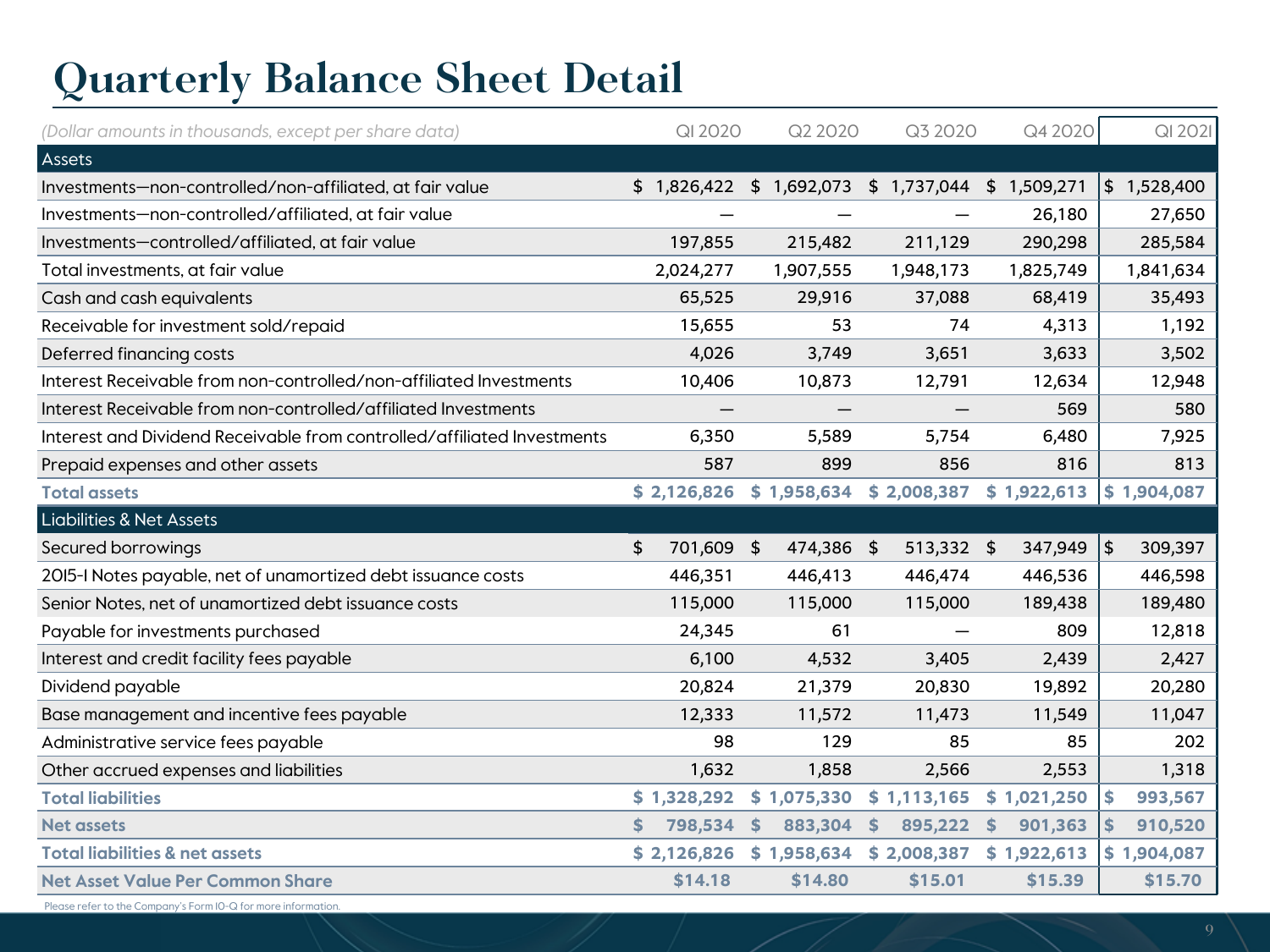# Quarterly Balance Sheet Detail

| (Dollar amounts in thousands, except per share data) | Q1 2020 | Q2 2020 | Q3 2020 | Q4 2020 | Q1 2021 |
|---|---|---|---|---|---|
| **Assets** | | | | | |
| Investments—non-controlled/non-affiliated, at fair value | $ 1,826,422 | $ 1,692,073 | $ 1,737,044 | $ 1,509,271 | $ 1,528,400 |
| Investments—non-controlled/affiliated, at fair value | — | — | — | 26,180 | 27,650 |
| Investments—controlled/affiliated, at fair value | 197,855 | 215,482 | 211,129 | 290,298 | 285,584 |
| Total investments, at fair value | 2,024,277 | 1,907,555 | 1,948,173 | 1,825,749 | 1,841,634 |
| Cash and cash equivalents | 65,525 | 29,916 | 37,088 | 68,419 | 35,493 |
| Receivable for investment sold/repaid | 15,655 | 53 | 74 | 4,313 | 1,192 |
| Deferred financing costs | 4,026 | 3,749 | 3,651 | 3,633 | 3,502 |
| Interest Receivable from non-controlled/non-affiliated Investments | 10,406 | 10,873 | 12,791 | 12,634 | 12,948 |
| Interest Receivable from non-controlled/affiliated Investments | — | — | — | 569 | 580 |
| Interest and Dividend Receivable from controlled/affiliated Investments | 6,350 | 5,589 | 5,754 | 6,480 | 7,925 |
| Prepaid expenses and other assets | 587 | 899 | 856 | 816 | 813 |
| **Total assets** | **$ 2,126,826** | **$ 1,958,634** | **$ 2,008,387** | **$ 1,922,613** | **$ 1,904,087** |
| **Liabilities & Net Assets** | | | | | |
| Secured borrowings | $ 701,609 | $ 474,386 | $ 513,332 | $ 347,949 | $ 309,397 |
| 2015-1 Notes payable, net of unamortized debt issuance costs | 446,351 | 446,413 | 446,474 | 446,536 | 446,598 |
| Senior Notes, net of unamortized debt issuance costs | 115,000 | 115,000 | 115,000 | 189,438 | 189,480 |
| Payable for investments purchased | 24,345 | 61 | — | 809 | 12,818 |
| Interest and credit facility fees payable | 6,100 | 4,532 | 3,405 | 2,439 | 2,427 |
| Dividend payable | 20,824 | 21,379 | 20,830 | 19,892 | 20,280 |
| Base management and incentive fees payable | 12,333 | 11,572 | 11,473 | 11,549 | 11,047 |
| Administrative service fees payable | 98 | 129 | 85 | 85 | 202 |
| Other accrued expenses and liabilities | 1,632 | 1,858 | 2,566 | 2,553 | 1,318 |
| **Total liabilities** | **$ 1,328,292** | **$ 1,075,330** | **$ 1,113,165** | **$ 1,021,250** | **$ 993,567** |
| **Net assets** | **$ 798,534** | **$ 883,304** | **$ 895,222** | **$ 901,363** | **$ 910,520** |
| **Total liabilities & net assets** | **$ 2,126,826** | **$ 1,958,634** | **$ 2,008,387** | **$ 1,922,613** | **$ 1,904,087** |
| **Net Asset Value Per Common Share** | **$14.18** | **$14.80** | **$15.01** | **$15.39** | **$15.70** |

Please refer to the Company's Form 10-Q for more information.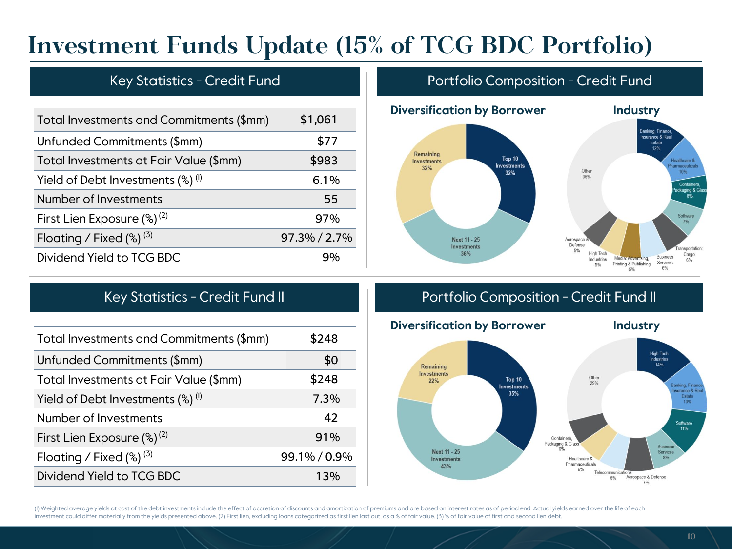# Investment Funds Update (15% of TCG BDC Portfolio)

## Key Statistics - Credit Fund

| | |
|---|---|
| Total Investments and Commitments ($mm) | $1,061 |
| Unfunded Commitments ($mm) | $77 |
| Total Investments at Fair Value ($mm) | $983 |
| Yield of Debt Investments (%) [(I)] | 6.1% |
| Number of Investments | 55 |
| First Lien Exposure (%) [(2)] | 97% |
| Floating / Fixed (%) [(3)] | 97.3% / 2.7% |
| Dividend Yield to TCG BDC | 9% |

## Portfolio Composition - Credit Fund

### Diversification by Borrower

- Top 10 Investments 32%
- Next 11 - 25 Investments 36%
- Remaining Investments 32%

### Industry

- Banking, Finance, Insurance & Real Estate 12%
- Healthcare & Pharmaceuticals 10%
- Containers, Packaging & Glass 8%
- Software 7%
- Transportation: Cargo 6%
- Business Services 6%
- Media: Advertising, Printing & Publishing 5%
- High Tech Industries 5%
- Aerospace & Defense 5%
- Other 36%

## Key Statistics - Credit Fund II

| | |
|---|---|
| Total Investments and Commitments ($mm) | $248 |
| Unfunded Commitments ($mm) | $0 |
| Total Investments at Fair Value ($mm) | $248 |
| Yield of Debt Investments (%) [(I)] | 7.3% |
| Number of Investments | 42 |
| First Lien Exposure (%) [(2)] | 91% |
| Floating / Fixed (%) [(3)] | 99.1% / 0.9% |
| Dividend Yield to TCG BDC | 13% |

## Portfolio Composition - Credit Fund II

### Diversification by Borrower

- Top 10 Investments 35%
- Next 11 - 25 Investments 43%
- Remaining Investments 22%

### Industry

- High Tech Industries 14%
- Banking, Finance, Insurance & Real Estate 13%
- Software 11%
- Business Services 8%
- Aerospace & Defense 7%
- Telecommunications 6%
- Healthcare & Pharmaceuticals 6%
- Containers, Packaging & Glass 6%
- Other 29%

(I) Weighted average yields at cost of the debt investments include the effect of accretion of discounts and amortization of premiums and are based on interest rates as of period end. Actual yields earned over the life of each investment could differ materially from the yields presented above. (2) First lien, excluding loans categorized as first lien last out, as a % of fair value. (3) % of fair value of first and second lien debt.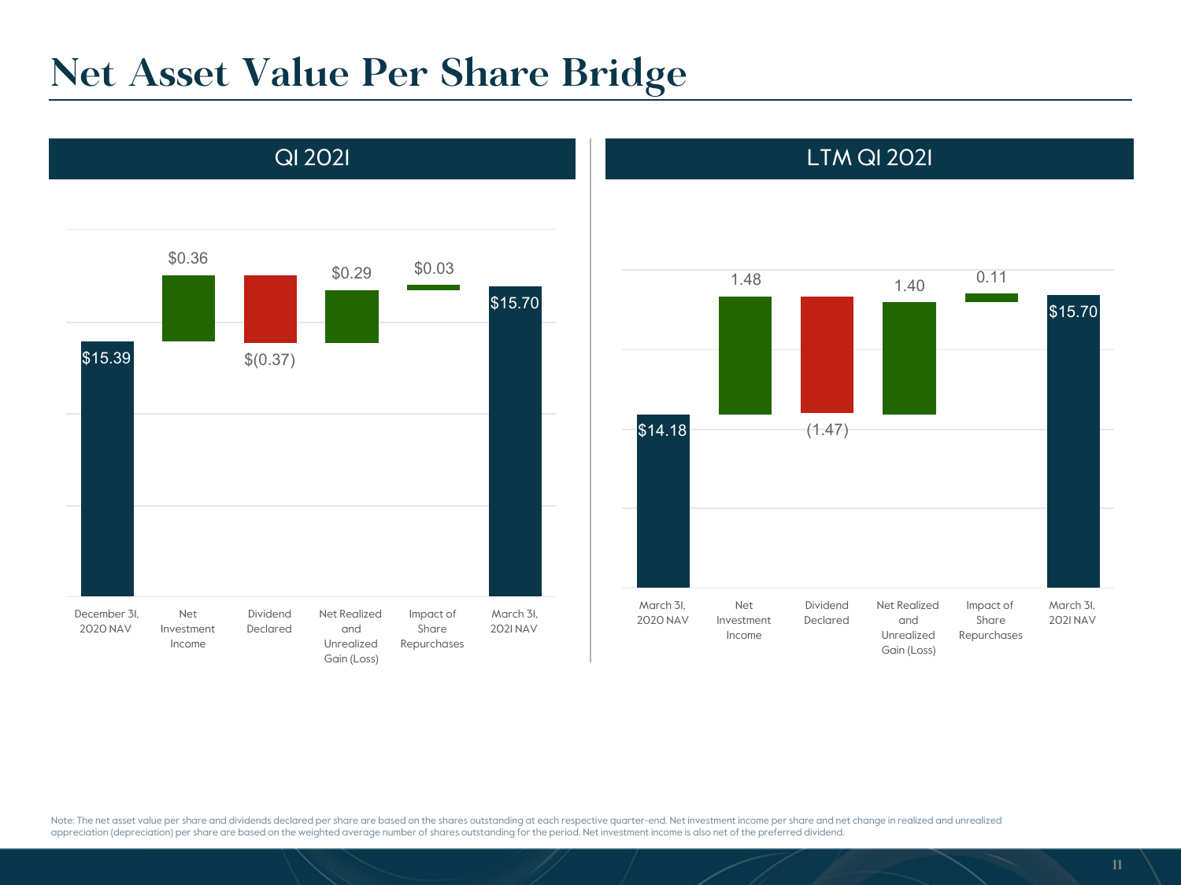# Net Asset Value Per Share Bridge

## QI 2021

| December 31, 2020 NAV | Net Investment Income | Dividend Declared | Net Realized and Unrealized Gain (Loss) | Impact of Share Repurchases | March 31, 2021 NAV |
|---|---|---|---|---|---|
| $15.39 | $0.36 | $(0.37) | $0.29 | $0.03 | $15.70 |

## LTM QI 2021

| March 31, 2020 NAV | Net Investment Income | Dividend Declared | Net Realized and Unrealized Gain (Loss) | Impact of Share Repurchases | March 31, 2021 NAV |
|---|---|---|---|---|---|
| $14.18 | 1.48 | (1.47) | 1.40 | 0.11 | $15.70 |

Note: The net asset value per share and dividends declared per share are based on the shares outstanding at each respective quarter-end. Net investment income per share and net change in realized and unrealized appreciation (depreciation) per share are based on the weighted average number of shares outstanding for the period. Net investment income is also net of the preferred dividend.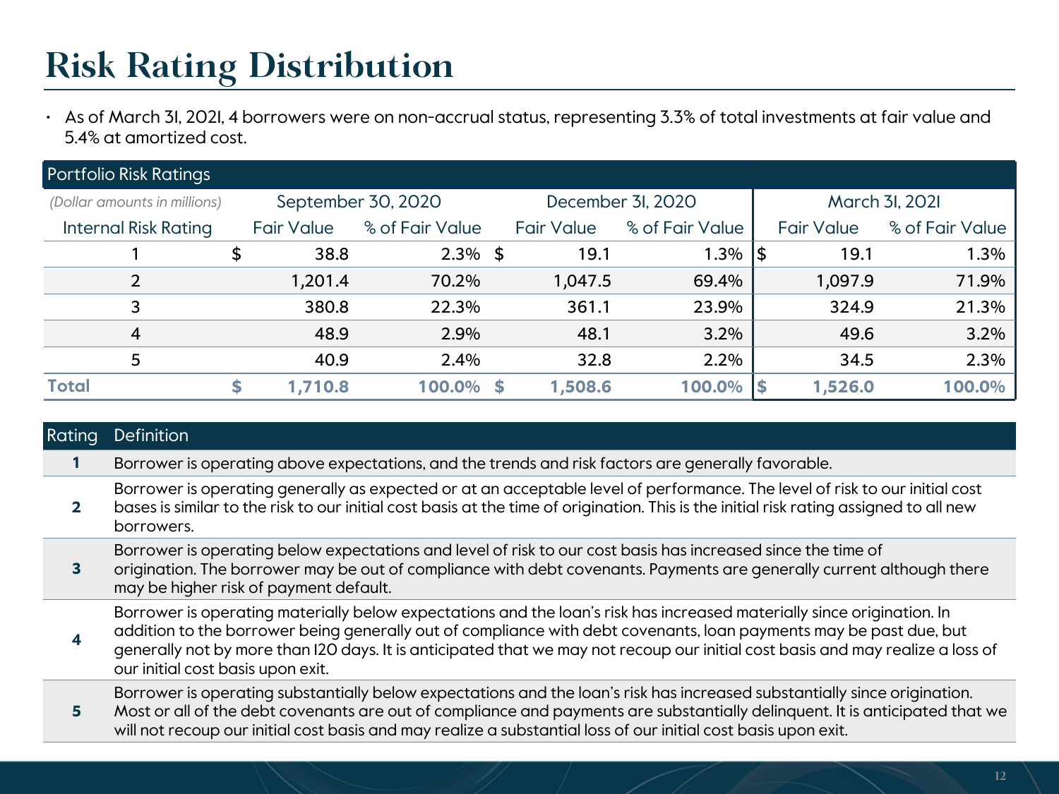# Risk Rating Distribution

- As of March 31, 2021, 4 borrowers were on non-accrual status, representing 3.3% of total investments at fair value and 5.4% at amortized cost.

**Portfolio Risk Ratings**

| *(Dollar amounts in millions)* | September 30, 2020 | | December 31, 2020 | | March 31, 2021 | |
|---|---|---|---|---|---|---|
| Internal Risk Rating | Fair Value | % of Fair Value | Fair Value | % of Fair Value | Fair Value | % of Fair Value |
| 1 | $ 38.8 | 2.3% | $ 19.1 | 1.3% | $ 19.1 | 1.3% |
| 2 | 1,201.4 | 70.2% | 1,047.5 | 69.4% | 1,097.9 | 71.9% |
| 3 | 380.8 | 22.3% | 361.1 | 23.9% | 324.9 | 21.3% |
| 4 | 48.9 | 2.9% | 48.1 | 3.2% | 49.6 | 3.2% |
| 5 | 40.9 | 2.4% | 32.8 | 2.2% | 34.5 | 2.3% |
| **Total** | **$ 1,710.8** | **100.0%** | **$ 1,508.6** | **100.0%** | **$ 1,526.0** | **100.0%** |

| Rating | Definition |
|---|---|
| **1** | Borrower is operating above expectations, and the trends and risk factors are generally favorable. |
| **2** | Borrower is operating generally as expected or at an acceptable level of performance. The level of risk to our initial cost bases is similar to the risk to our initial cost basis at the time of origination. This is the initial risk rating assigned to all new borrowers. |
| **3** | Borrower is operating below expectations and level of risk to our cost basis has increased since the time of origination. The borrower may be out of compliance with debt covenants. Payments are generally current although there may be higher risk of payment default. |
| **4** | Borrower is operating materially below expectations and the loan's risk has increased materially since origination. In addition to the borrower being generally out of compliance with debt covenants, loan payments may be past due, but generally not by more than 120 days. It is anticipated that we may not recoup our initial cost basis and may realize a loss of our initial cost basis upon exit. |
| **5** | Borrower is operating substantially below expectations and the loan's risk has increased substantially since origination. Most or all of the debt covenants are out of compliance and payments are substantially delinquent. It is anticipated that we will not recoup our initial cost basis and may realize a substantial loss of our initial cost basis upon exit. |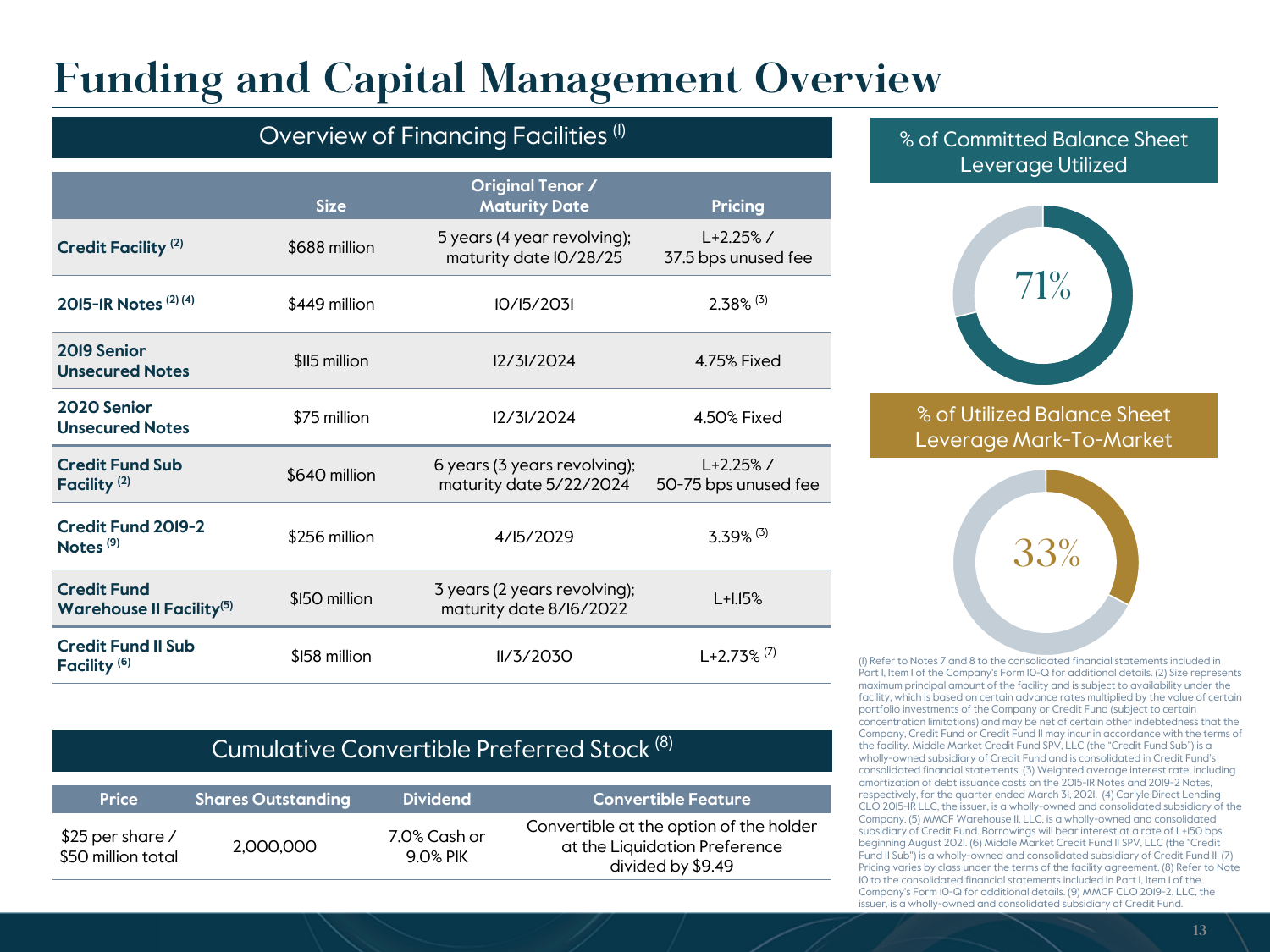# Funding and Capital Management Overview

## Overview of Financing Facilities [1]

| | Size | Original Tenor / Maturity Date | Pricing |
|---|---|---|---|
| **Credit Facility [2]** | $688 million | 5 years (4 year revolving); maturity date 10/28/25 | L+2.25% / 37.5 bps unused fee |
| **2015-1R Notes [2] [4]** | $449 million | 10/15/2031 | 2.38% [3] |
| **2019 Senior Unsecured Notes** | $115 million | 12/31/2024 | 4.75% Fixed |
| **2020 Senior Unsecured Notes** | $75 million | 12/31/2024 | 4.50% Fixed |
| **Credit Fund Sub Facility [2]** | $640 million | 6 years (3 years revolving); maturity date 5/22/2024 | L+2.25% / 50-75 bps unused fee |
| **Credit Fund 2019-2 Notes [9]** | $256 million | 4/15/2029 | 3.39% [3] |
| **Credit Fund Warehouse II Facility[5]** | $150 million | 3 years (2 years revolving); maturity date 8/16/2022 | L+1.15% |
| **Credit Fund II Sub Facility [6]** | $158 million | 11/3/2030 | L+2.73% [7] |

## Cumulative Convertible Preferred Stock [8]

| Price | Shares Outstanding | Dividend | Convertible Feature |
|---|---|---|---|
| $25 per share / $50 million total | 2,000,000 | 7.0% Cash or 9.0% PIK | Convertible at the option of the holder at the Liquidation Preference divided by $9.49 |

## % of Committed Balance Sheet Leverage Utilized

71%

## % of Utilized Balance Sheet Leverage Mark-To-Market

33%

(1) Refer to Notes 7 and 8 to the consolidated financial statements included in Part I, Item I of the Company's Form 10-Q for additional details. (2) Size represents maximum principal amount of the facility and is subject to availability under the facility, which is based on certain advance rates multiplied by the value of certain portfolio investments of the Company or Credit Fund (subject to certain concentration limitations) and may be net of certain other indebtedness that the Company, Credit Fund or Credit Fund II may incur in accordance with the terms of the facility. Middle Market Credit Fund SPV, LLC (the "Credit Fund Sub") is a wholly-owned subsidiary of Credit Fund and is consolidated in Credit Fund's consolidated financial statements. (3) Weighted average interest rate, including amortization of debt issuance costs on the 2015-1R Notes and 2019-2 Notes, respectively, for the quarter ended March 31, 2021. (4) Carlyle Direct Lending CLO 2015-1R LLC, the issuer, is a wholly-owned and consolidated subsidiary of the Company. (5) MMCF Warehouse II, LLC, is a wholly-owned and consolidated subsidiary of Credit Fund. Borrowings will bear interest at a rate of L+150 bps beginning August 2021. (6) Middle Market Credit Fund II SPV, LLC (the "Credit Fund II Sub") is a wholly-owned and consolidated subsidiary of Credit Fund II. (7) Pricing varies by class under the terms of the facility agreement. (8) Refer to Note 10 to the consolidated financial statements included in Part I, Item I of the Company's Form 10-Q for additional details. (9) MMCF CLO 2019-2, LLC, the issuer, is a wholly-owned and consolidated subsidiary of Credit Fund.